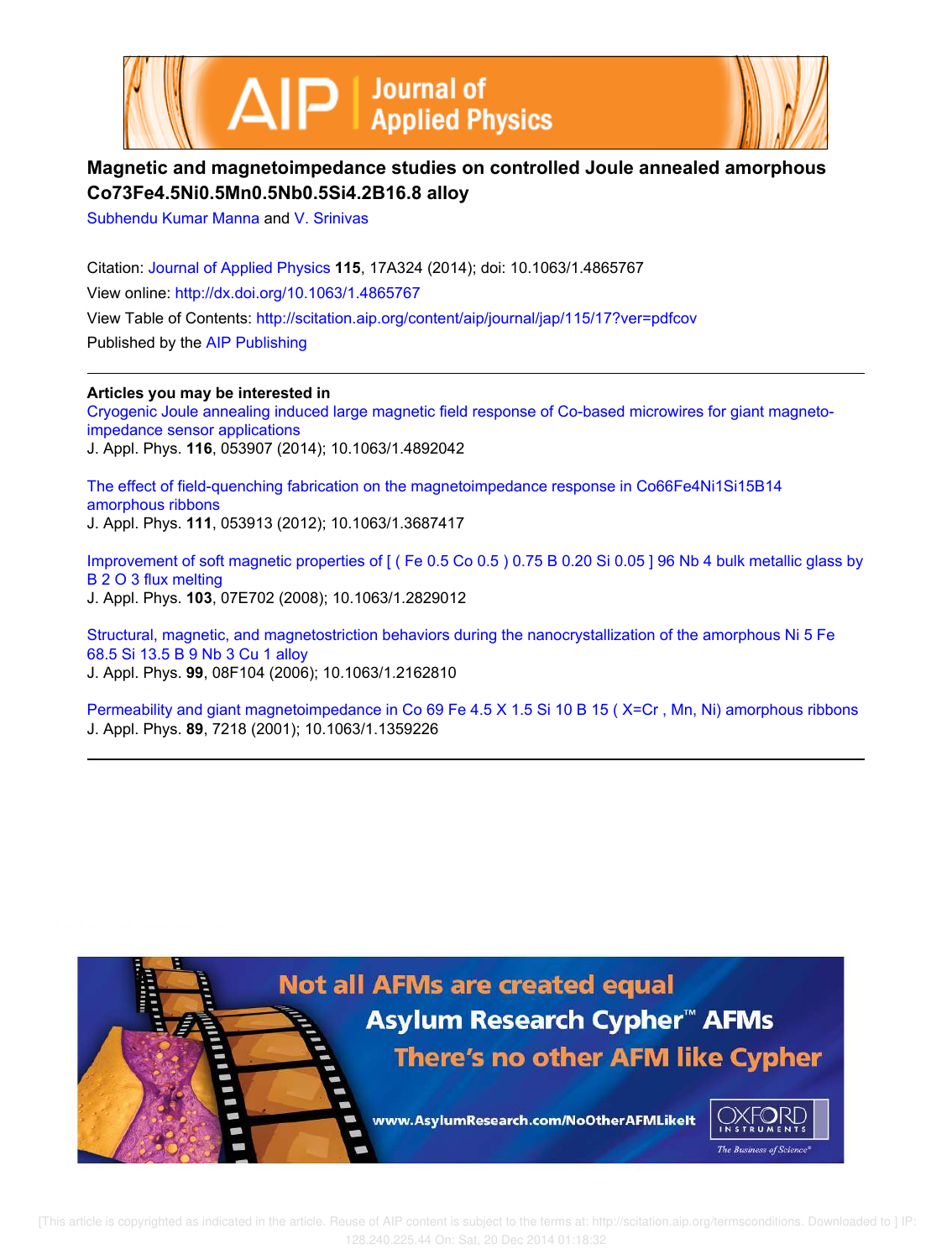# Magnetic and magnetoimpedance studies on controlled Joule annealed amorphous $Co_{73}Fe_{4.5}Ni_{0.5}Mn_{0.5}Nb_{0.5}Si_{4.2}B_{16.8}$ alloy

Subhendu Kumar Manna and V. Srinivas

Citation: Journal of Applied Physics **115**, 17A324 (2014); doi: 10.1063/1.4865767

View online: http://dx.doi.org/10.1063/1.4865767

View Table of Contents: http://scitation.aip.org/content/aip/journal/jap/115/17?ver=pdfcov

Published by the AIP Publishing

**Articles you may be interested in**

Cryogenic Joule annealing induced large magnetic field response of Co-based microwires for giant magneto-impedance sensor applications
J. Appl. Phys. **116**, 053907 (2014); 10.1063/1.4892042

The effect of field-quenching fabrication on the magnetoimpedance response in $Co_{66}Fe_4Ni_1Si_{15}B_{14}$ amorphous ribbons
J. Appl. Phys. **111**, 053913 (2012); 10.1063/1.3687417

Improvement of soft magnetic properties of $[(Fe_{0.5}Co_{0.5})_{0.75}B_{0.20}Si_{0.05}]_{96}Nb_4$ bulk metallic glass by $B_2O_3$ flux melting
J. Appl. Phys. **103**, 07E702 (2008); 10.1063/1.2829012

Structural, magnetic, and magnetostriction behaviors during the nanocrystallization of the amorphous $Ni_5Fe_{68.5}Si_{13.5}B_9Nb_3Cu_1$ alloy
J. Appl. Phys. **99**, 08F104 (2006); 10.1063/1.2162810

Permeability and giant magnetoimpedance in $Co_{69}Fe_{4.5}X_{1.5}Si_{10}B_{15}$ (X=Cr, Mn, Ni) amorphous ribbons
J. Appl. Phys. **89**, 7218 (2001); 10.1063/1.1359226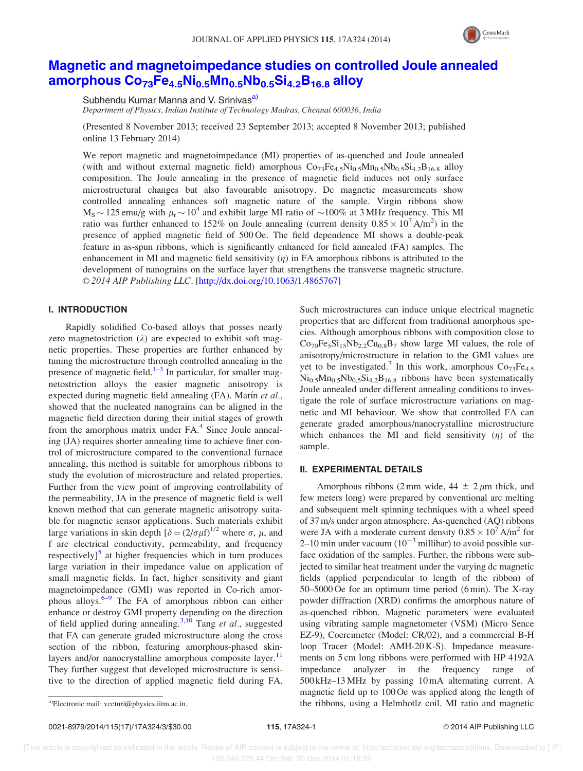# Magnetic and magnetoimpedance studies on controlled Joule annealed amorphous $Co_{73}Fe_{4.5}Ni_{0.5}Mn_{0.5}Nb_{0.5}Si_{4.2}B_{16.8}$ alloy

Subhendu Kumar Manna and V. Srinivas[a)]

*Department of Physics, Indian Institute of Technology Madras, Chennai 600036, India*

(Presented 8 November 2013; received 23 September 2013; accepted 8 November 2013; published online 13 February 2014)

We report magnetic and magnetoimpedance (MI) properties of as-quenched and Joule annealed (with and without external magnetic field) amorphous $Co_{73}Fe_{4.5}Ni_{0.5}Mn_{0.5}Nb_{0.5}Si_{4.2}B_{16.8}$ alloy composition. The Joule annealing in the presence of magnetic field induces not only surface microstructural changes but also favourable anisotropy. Dc magnetic measurements show controlled annealing enhances soft magnetic nature of the sample. Virgin ribbons show $M_S \sim 125$ emu/g with $\mu_r \sim 10^4$ and exhibit large MI ratio of ~100% at 3 MHz frequency. This MI ratio was further enhanced to 152% on Joule annealing (current density $0.85 \times 10^7$ A/m$^2$) in the presence of applied magnetic field of 500 Oe. The field dependence MI shows a double-peak feature in as-spun ribbons, which is significantly enhanced for field annealed (FA) samples. The enhancement in MI and magnetic field sensitivity ($\eta$) in FA amorphous ribbons is attributed to the development of nanograins on the surface layer that strengthens the transverse magnetic structure. © *2014 AIP Publishing LLC*. [http://dx.doi.org/10.1063/1.4865767]

## I. INTRODUCTION

Rapidly solidified Co-based alloys that posses nearly zero magnetostriction ($\lambda$) are expected to exhibit soft magnetic properties. These properties are further enhanced by tuning the microstructure through controlled annealing in the presence of magnetic field.[1–3] In particular, for smaller magnetostriction alloys the easier magnetic anisotropy is expected during magnetic field annealing (FA). Marín *et al.*, showed that the nucleated nanograins can be aligned in the magnetic field direction during their initial stages of growth from the amorphous matrix under FA.[4] Since Joule annealing (JA) requires shorter annealing time to achieve finer control of microstructure compared to the conventional furnace annealing, this method is suitable for amorphous ribbons to study the evolution of microstructure and related properties. Further from the view point of improving controllability of the permeability, JA in the presence of magnetic field is well known method that can generate magnetic anisotropy suitable for magnetic sensor applications. Such materials exhibit large variations in skin depth [$\delta = (2/\sigma\mu f)^{1/2}$ where $\sigma$, $\mu$, and f are electrical conductivity, permeability, and frequency respectively][5] at higher frequencies which in turn produces large variation in their impedance value on application of small magnetic fields. In fact, higher sensitivity and giant magnetoimpedance (GMI) was reported in Co-rich amorphous alloys.[6–9] The FA of amorphous ribbon can either enhance or destroy GMI property depending on the direction of field applied during annealing.[3,10] Tang *et al.*, suggested that FA can generate graded microstructure along the cross section of the ribbon, featuring amorphous-phased skin-layers and/or nanocrystalline amorphous composite layer.[11] They further suggest that developed microstructure is sensitive to the direction of applied magnetic field during FA. Such microstructures can induce unique electrical magnetic properties that are different from traditional amorphous species. Although amorphous ribbons with composition close to $Co_{70}Fe_5Si_{15}Nb_{2.2}Cu_{0.8}B_7$ show large MI values, the role of anisotropy/microstructure in relation to the GMI values are yet to be investigated.[7] In this work, amorphous $Co_{73}Fe_{4.5}Ni_{0.5}Mn_{0.5}Nb_{0.5}Si_{4.2}B_{16.8}$ ribbons have been systematically Joule annealed under different annealing conditions to investigate the role of surface microstructure variations on magnetic and MI behaviour. We show that controlled FA can generate graded amorphous/nanocrystalline microstructure which enhances the MI and field sensitivity ($\eta$) of the sample.

## II. EXPERIMENTAL DETAILS

Amorphous ribbons (2 mm wide, 44 ± 2 $\mu$m thick, and few meters long) were prepared by conventional arc melting and subsequent melt spinning techniques with a wheel speed of 37 m/s under argon atmosphere. As-quenched (AQ) ribbons were JA with a moderate current density $0.85 \times 10^7$ A/m$^2$ for 2–10 min under vacuum ($10^{-3}$ millibar) to avoid possible surface oxidation of the samples. Further, the ribbons were subjected to similar heat treatment under the varying dc magnetic fields (applied perpendicular to length of the ribbon) of 50–5000 Oe for an optimum time period (6 min). The X-ray powder diffraction (XRD) confirms the amorphous nature of as-quenched ribbon. Magnetic parameters were evaluated using vibrating sample magnetometer (VSM) (Micro Sence EZ-9), Coercimeter (Model: CR/02), and a commercial B-H loop Tracer (Model: AMH-20 K-S). Impedance measurements on 5 cm long ribbons were performed with HP 4192A impedance analyzer in the frequency range of 500 kHz–13 MHz by passing 10 mA alternating current. A magnetic field up to 100 Oe was applied along the length of the ribbons, using a Helmhotlz coil. MI ratio and magnetic

a)Electronic mail: veeturi@physics.iitm.ac.in.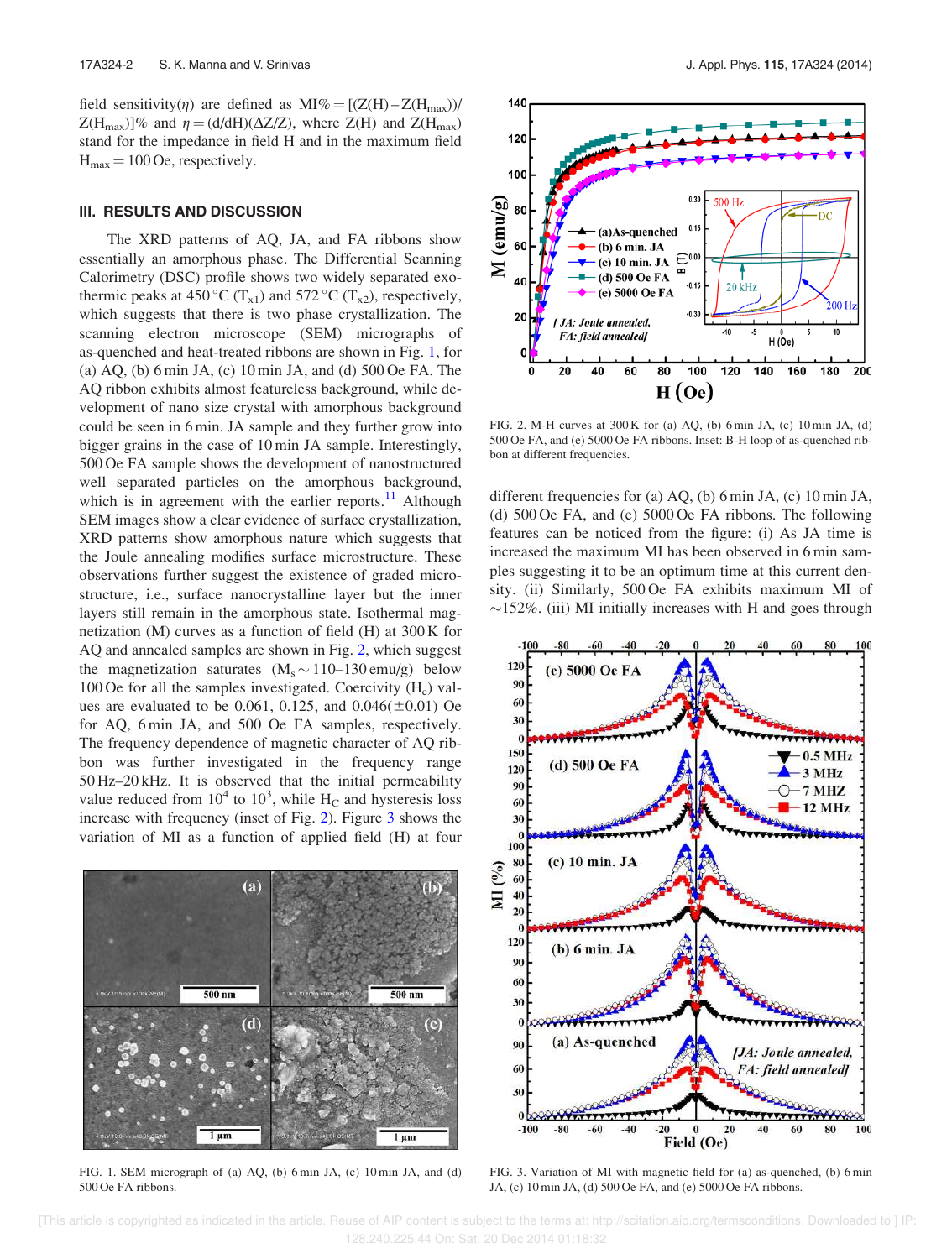field sensitivity($\eta$) are defined as $MI\% = [(Z(H) - Z(H_{max}))/Z(H_{max})]\%$ and $\eta = (d/dH)(\Delta Z/Z)$, where Z(H) and $Z(H_{max})$ stand for the impedance in field H and in the maximum field $H_{max} = 100$ Oe, respectively.

## III. RESULTS AND DISCUSSION

The XRD patterns of AQ, JA, and FA ribbons show essentially an amorphous phase. The Differential Scanning Calorimetry (DSC) profile shows two widely separated exothermic peaks at 450 °C ($T_{x1}$) and 572 °C ($T_{x2}$), respectively, which suggests that there is two phase crystallization. The scanning electron microscope (SEM) micrographs of as-quenched and heat-treated ribbons are shown in Fig. 1, for (a) AQ, (b) 6 min JA, (c) 10 min JA, and (d) 500 Oe FA. The AQ ribbon exhibits almost featureless background, while development of nano size crystal with amorphous background could be seen in 6 min. JA sample and they further grow into bigger grains in the case of 10 min JA sample. Interestingly, 500 Oe FA sample shows the development of nanostructured well separated particles on the amorphous background, which is in agreement with the earlier reports.[11] Although SEM images show a clear evidence of surface crystallization, XRD patterns show amorphous nature which suggests that the Joule annealing modifies surface microstructure. These observations further suggest the existence of graded microstructure, i.e., surface nanocrystalline layer but the inner layers still remain in the amorphous state. Isothermal magnetization (M) curves as a function of field (H) at 300 K for AQ and annealed samples are shown in Fig. 2, which suggest the magnetization saturates ($M_s \sim 110$–130 emu/g) below 100 Oe for all the samples investigated. Coercivity ($H_c$) values are evaluated to be 0.061, 0.125, and 0.046($\pm$0.01) Oe for AQ, 6 min JA, and 500 Oe FA samples, respectively. The frequency dependence of magnetic character of AQ ribbon was further investigated in the frequency range 50 Hz–20 kHz. It is observed that the initial permeability value reduced from $10^4$ to $10^3$, while $H_C$ and hysteresis loss increase with frequency (inset of Fig. 2). Figure 3 shows the variation of MI as a function of applied field (H) at four different frequencies for (a) AQ, (b) 6 min JA, (c) 10 min JA, (d) 500 Oe FA, and (e) 5000 Oe FA ribbons. The following features can be noticed from the figure: (i) As JA time is increased the maximum MI has been observed in 6 min samples suggesting it to be an optimum time at this current density. (ii) Similarly, 500 Oe FA exhibits maximum MI of ~152%. (iii) MI initially increases with H and goes through

FIG. 1. SEM micrograph of (a) AQ, (b) 6 min JA, (c) 10 min JA, and (d) 500 Oe FA ribbons.

FIG. 2. M-H curves at 300 K for (a) AQ, (b) 6 min JA, (c) 10 min JA, (d) 500 Oe FA, and (e) 5000 Oe FA ribbons. Inset: B-H loop of as-quenched ribbon at different frequencies.

FIG. 3. Variation of MI with magnetic field for (a) as-quenched, (b) 6 min JA, (c) 10 min JA, (d) 500 Oe FA, and (e) 5000 Oe FA ribbons.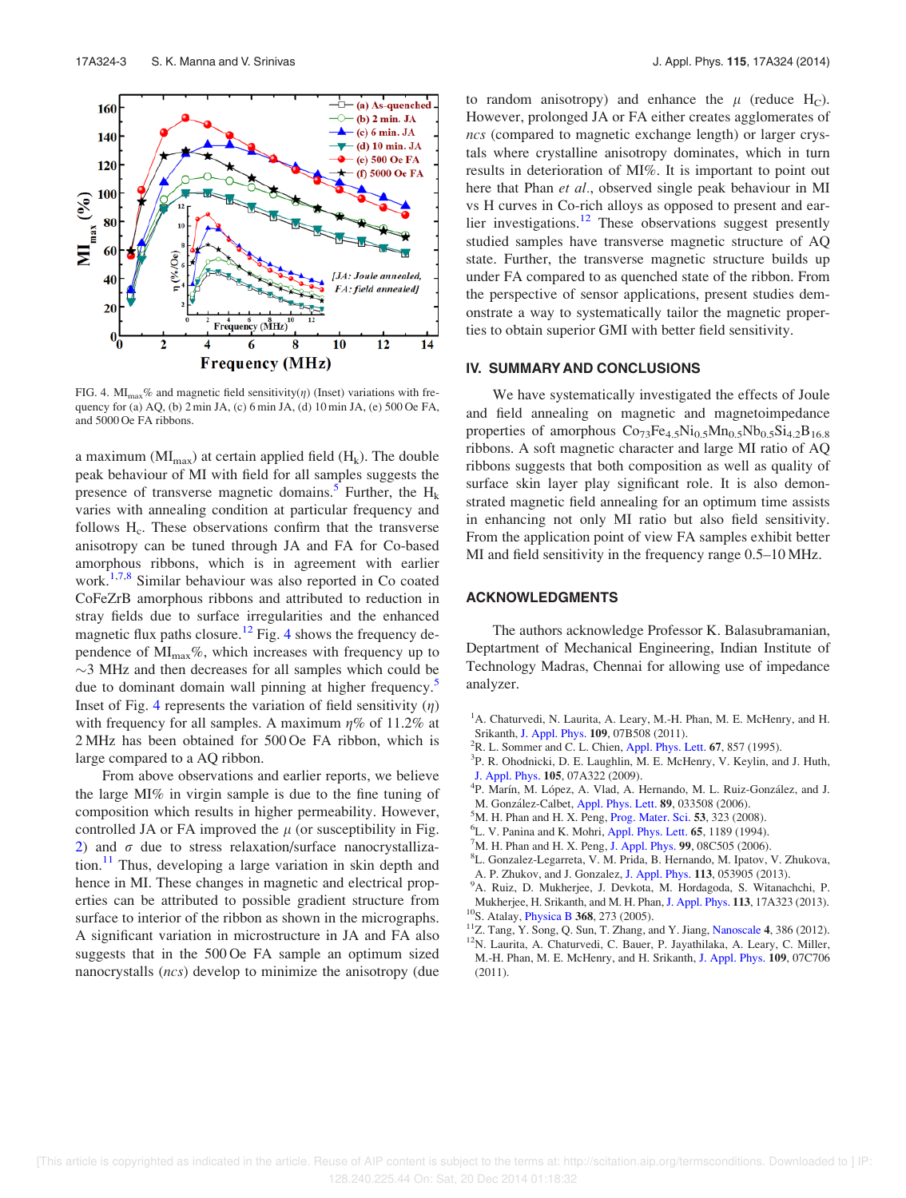160
140
120
100
80
60
40
20
0
$MI_{max}$ (%)
Frequency (MHz)
0 2 4 6 8 10 12 14
(a) As-quenched
(b) 2 min. JA
(c) 6 min. JA
(d) 10 min. JA
(e) 500 Oe FA
(f) 5000 Oe FA
$\eta$ (%/Oe)
Frequency (MHz)
[JA: Joule annealed, FA: field annealed]

FIG. 4. $MI_{max}$% and magnetic field sensitivity($\eta$) (Inset) variations with frequency for (a) AQ, (b) 2 min JA, (c) 6 min JA, (d) 10 min JA, (e) 500 Oe FA, and 5000 Oe FA ribbons.

a maximum ($MI_{max}$) at certain applied field ($H_k$). The double peak behaviour of MI with field for all samples suggests the presence of transverse magnetic domains.[5] Further, the $H_k$ varies with annealing condition at particular frequency and follows $H_c$. These observations confirm that the transverse anisotropy can be tuned through JA and FA for Co-based amorphous ribbons, which is in agreement with earlier work.[1,7,8] Similar behaviour was also reported in Co coated CoFeZrB amorphous ribbons and attributed to reduction in stray fields due to surface irregularities and the enhanced magnetic flux paths closure.[12] Fig. 4 shows the frequency dependence of $MI_{max}$%, which increases with frequency up to ~3 MHz and then decreases for all samples which could be due to dominant domain wall pinning at higher frequency.[5] Inset of Fig. 4 represents the variation of field sensitivity ($\eta$) with frequency for all samples. A maximum $\eta$% of 11.2% at 2 MHz has been obtained for 500 Oe FA ribbon, which is large compared to a AQ ribbon.

From above observations and earlier reports, we believe the large MI% in virgin sample is due to the fine tuning of composition which results in higher permeability. However, controlled JA or FA improved the $\mu$ (or susceptibility in Fig. 2) and $\sigma$ due to stress relaxation/surface nanocrystallization.[11] Thus, developing a large variation in skin depth and hence in MI. These changes in magnetic and electrical properties can be attributed to possible gradient structure from surface to interior of the ribbon as shown in the micrographs. A significant variation in microstructure in JA and FA also suggests that in the 500 Oe FA sample an optimum sized nanocrystalls (*ncs*) develop to minimize the anisotropy (due to random anisotropy) and enhance the $\mu$ (reduce $H_C$). However, prolonged JA or FA either creates agglomerates of *ncs* (compared to magnetic exchange length) or larger crystals where crystalline anisotropy dominates, which in turn results in deterioration of MI%. It is important to point out here that Phan *et al.*, observed single peak behaviour in MI vs H curves in Co-rich alloys as opposed to present and earlier investigations.[12] These observations suggest presently studied samples have transverse magnetic structure of AQ state. Further, the transverse magnetic structure builds up under FA compared to as quenched state of the ribbon. From the perspective of sensor applications, present studies demonstrate a way to systematically tailor the magnetic properties to obtain superior GMI with better field sensitivity.

## IV. SUMMARY AND CONCLUSIONS

We have systematically investigated the effects of Joule and field annealing on magnetic and magnetoimpedance properties of amorphous $Co_{73}Fe_{4.5}Ni_{0.5}Mn_{0.5}Nb_{0.5}Si_{4.2}B_{16.8}$ ribbons. A soft magnetic character and large MI ratio of AQ ribbons suggests that both composition as well as quality of surface skin layer play significant role. It is also demonstrated magnetic field annealing for an optimum time assists in enhancing not only MI ratio but also field sensitivity. From the application point of view FA samples exhibit better MI and field sensitivity in the frequency range 0.5–10 MHz.

## ACKNOWLEDGMENTS

The authors acknowledge Professor K. Balasubramanian, Deptartment of Mechanical Engineering, Indian Institute of Technology Madras, Chennai for allowing use of impedance analyzer.

[1] A. Chaturvedi, N. Laurita, A. Leary, M.-H. Phan, M. E. McHenry, and H. Srikanth, J. Appl. Phys. **109**, 07B508 (2011).
[2] R. L. Sommer and C. L. Chien, Appl. Phys. Lett. **67**, 857 (1995).
[3] P. R. Ohodnicki, D. E. Laughlin, M. E. McHenry, V. Keylin, and J. Huth, J. Appl. Phys. **105**, 07A322 (2009).
[4] P. Marín, M. López, A. Hernando, M. L. Ruiz-González, and J. M. González-Calbet, Appl. Phys. Lett. **89**, 033508 (2006).
[5] M. H. Phan and H. X. Peng, Prog. Mater. Sci. **53**, 323 (2008).
[6] L. V. Panina and K. Mohri, Appl. Phys. Lett. **65**, 1189 (1994).
[7] M. H. Phan and H. X. Peng, J. Appl. Phys. **99**, 08C505 (2006).
[8] L. Gonzalez-Legarreta, V. M. Prida, B. Hernando, M. Ipatov, V. Zhukova, A. P. Zhukov, and J. Gonzalez, J. Appl. Phys. **113**, 053905 (2013).
[9] A. Ruiz, D. Mukherjee, J. Devkota, M. Hordagoda, S. Witanachchi, P. Mukherjee, H. Srikanth, and M. H. Phan, J. Appl. Phys. **113**, 17A323 (2013).
[10] S. Atalay, Physica B **368**, 273 (2005).
[11] Z. Tang, Y. Song, Q. Sun, T. Zhang, and Y. Jiang, Nanoscale **4**, 386 (2012).
[12] N. Laurita, A. Chaturvedi, C. Bauer, P. Jayathilaka, A. Leary, C. Miller, M.-H. Phan, M. E. McHenry, and H. Srikanth, J. Appl. Phys. **109**, 07C706 (2011).